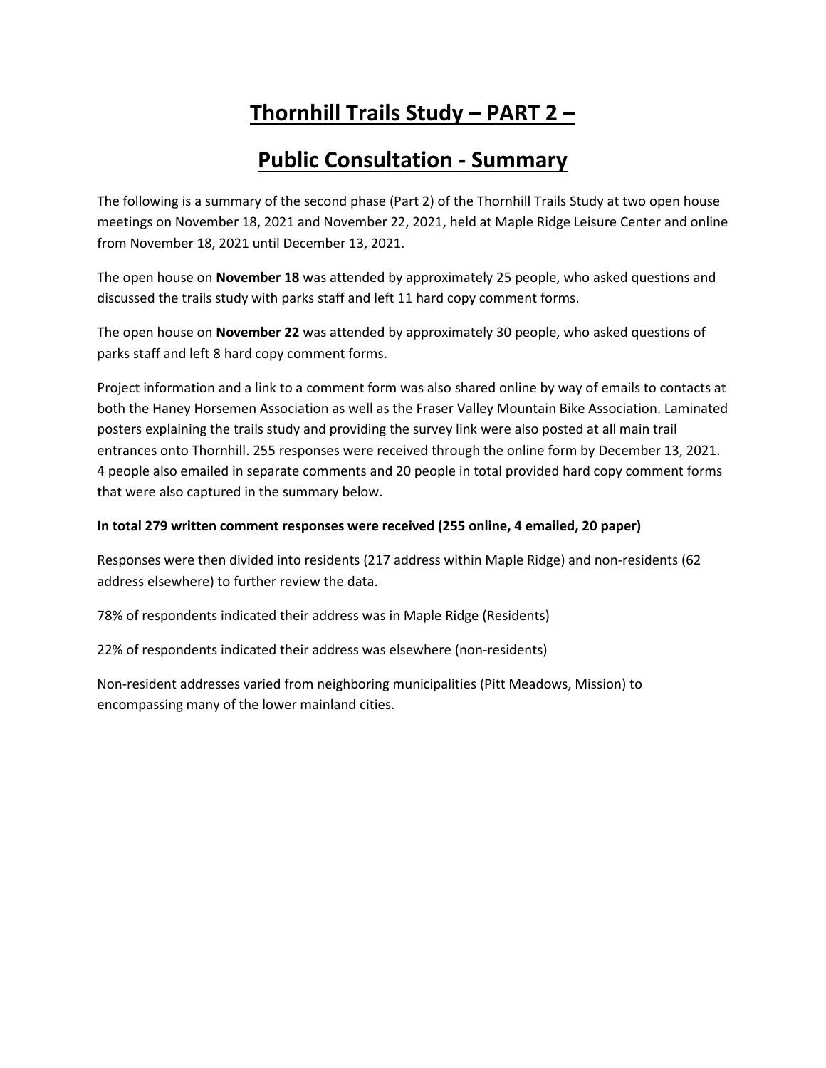# Thornhill Trails Study – PART 2 –

# Public Consultation - Summary

The following is a summary of the second phase (Part 2) of the Thornhill Trails Study at two open house meetings on November 18, 2021 and November 22, 2021, held at Maple Ridge Leisure Center and online from November 18, 2021 until December 13, 2021.

The open house on **November 18** was attended by approximately 25 people, who asked questions and discussed the trails study with parks staff and left 11 hard copy comment forms.

The open house on **November 22** was attended by approximately 30 people, who asked questions of parks staff and left 8 hard copy comment forms.

Project information and a link to a comment form was also shared online by way of emails to contacts at both the Haney Horsemen Association as well as the Fraser Valley Mountain Bike Association. Laminated posters explaining the trails study and providing the survey link were also posted at all main trail entrances onto Thornhill. 255 responses were received through the online form by December 13, 2021. 4 people also emailed in separate comments and 20 people in total provided hard copy comment forms that were also captured in the summary below.

**In total 279 written comment responses were received (255 online, 4 emailed, 20 paper)**

Responses were then divided into residents (217 address within Maple Ridge) and non-residents (62 address elsewhere) to further review the data.

78% of respondents indicated their address was in Maple Ridge (Residents)

22% of respondents indicated their address was elsewhere (non-residents)

Non-resident addresses varied from neighboring municipalities (Pitt Meadows, Mission) to encompassing many of the lower mainland cities.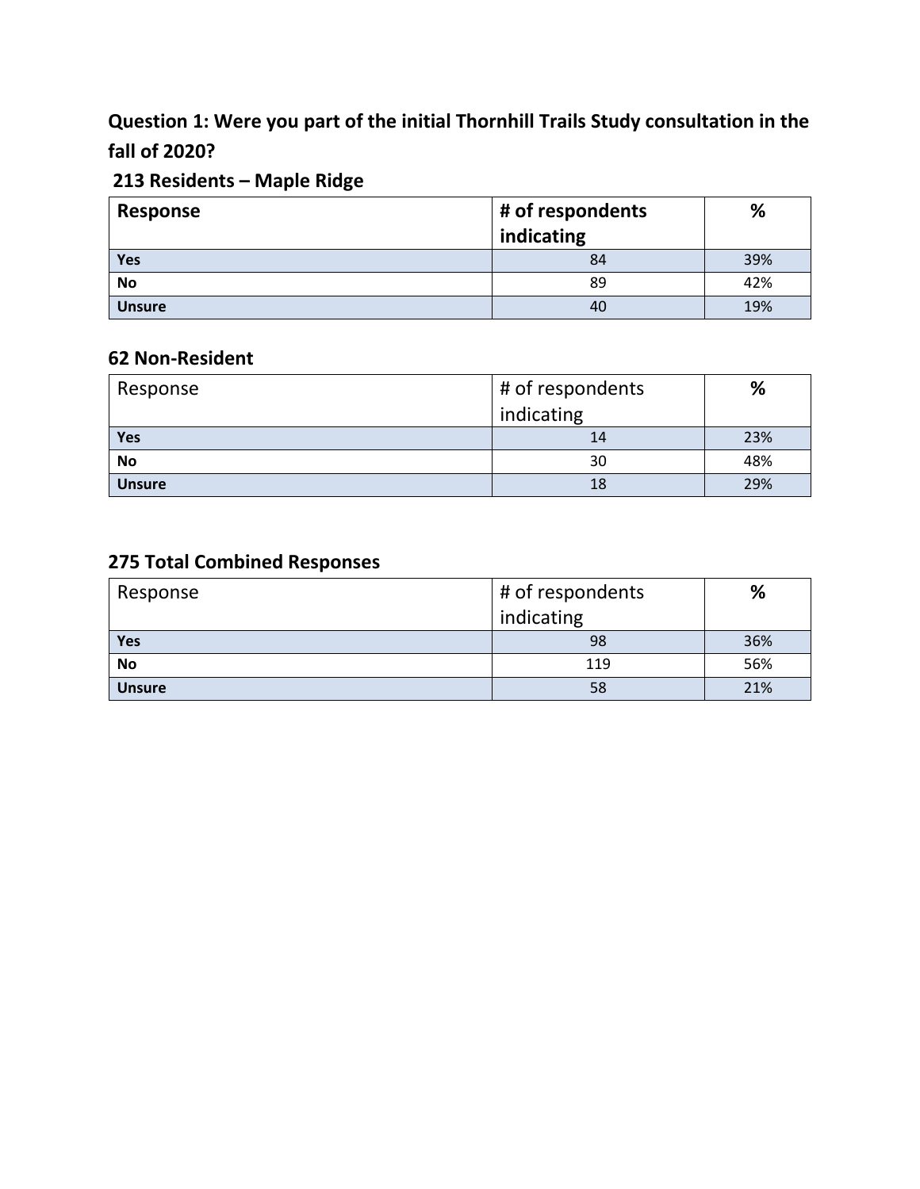**Question 1: Were you part of the initial Thornhill Trails Study consultation in the fall of 2020?**

**213 Residents – Maple Ridge**

| Response | # of respondents indicating | % |
|---|---|---|
| **Yes** | 84 | 39% |
| **No** | 89 | 42% |
| **Unsure** | 40 | 19% |

**62 Non-Resident**

| Response | # of respondents indicating | % |
|---|---|---|
| **Yes** | 14 | 23% |
| **No** | 30 | 48% |
| **Unsure** | 18 | 29% |

**275 Total Combined Responses**

| Response | # of respondents indicating | % |
|---|---|---|
| **Yes** | 98 | 36% |
| **No** | 119 | 56% |
| **Unsure** | 58 | 21% |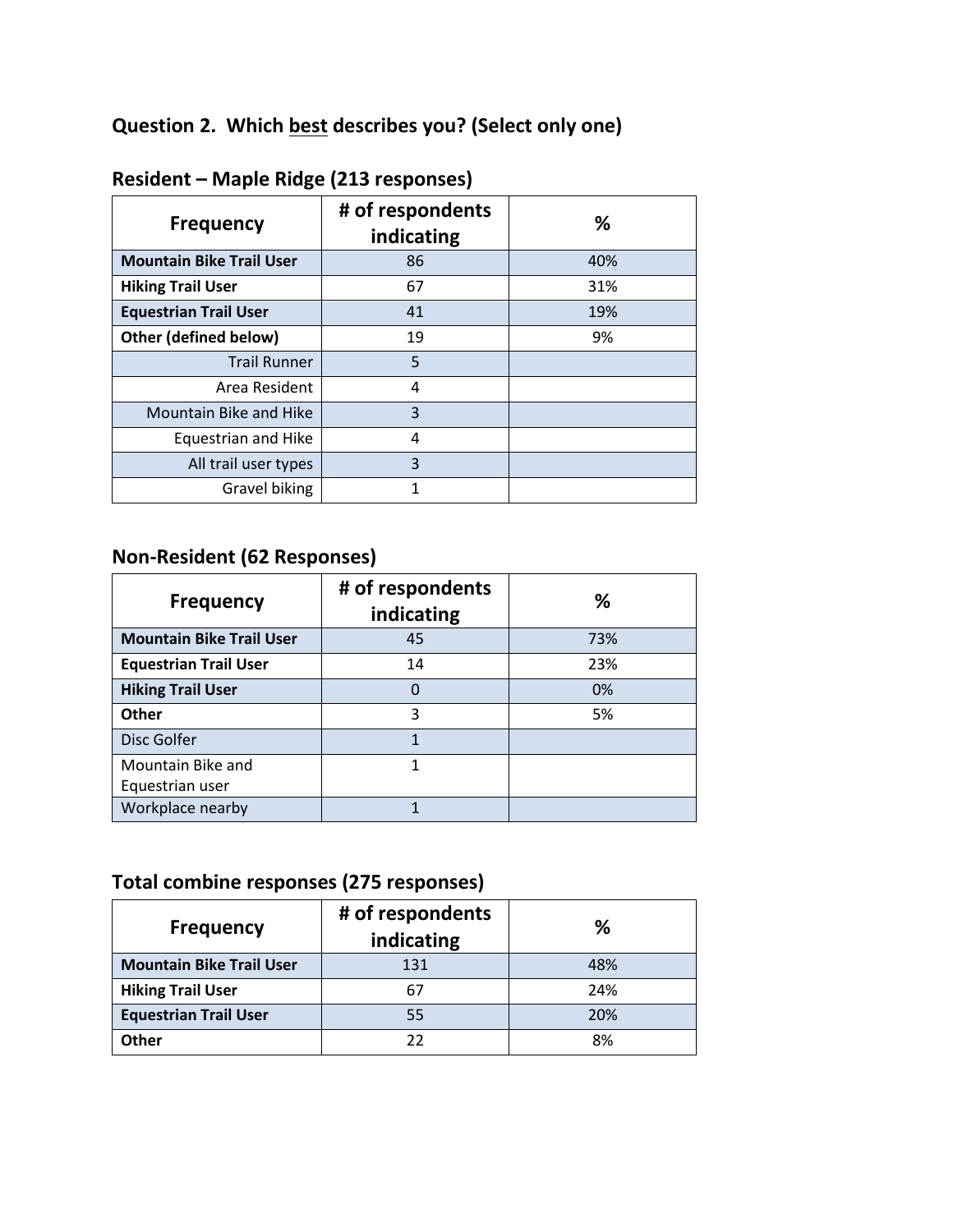## Question 2. Which best describes you? (Select only one)

### Resident – Maple Ridge (213 responses)

| Frequency | # of respondents indicating | % |
|---|---|---|
| **Mountain Bike Trail User** | 86 | 40% |
| **Hiking Trail User** | 67 | 31% |
| **Equestrian Trail User** | 41 | 19% |
| **Other (defined below)** | 19 | 9% |
| Trail Runner | 5 | |
| Area Resident | 4 | |
| Mountain Bike and Hike | 3 | |
| Equestrian and Hike | 4 | |
| All trail user types | 3 | |
| Gravel biking | 1 | |

### Non-Resident (62 Responses)

| Frequency | # of respondents indicating | % |
|---|---|---|
| **Mountain Bike Trail User** | 45 | 73% |
| **Equestrian Trail User** | 14 | 23% |
| **Hiking Trail User** | 0 | 0% |
| **Other** | 3 | 5% |
| Disc Golfer | 1 | |
| Mountain Bike and Equestrian user | 1 | |
| Workplace nearby | 1 | |

### Total combine responses (275 responses)

| Frequency | # of respondents indicating | % |
|---|---|---|
| **Mountain Bike Trail User** | 131 | 48% |
| **Hiking Trail User** | 67 | 24% |
| **Equestrian Trail User** | 55 | 20% |
| **Other** | 22 | 8% |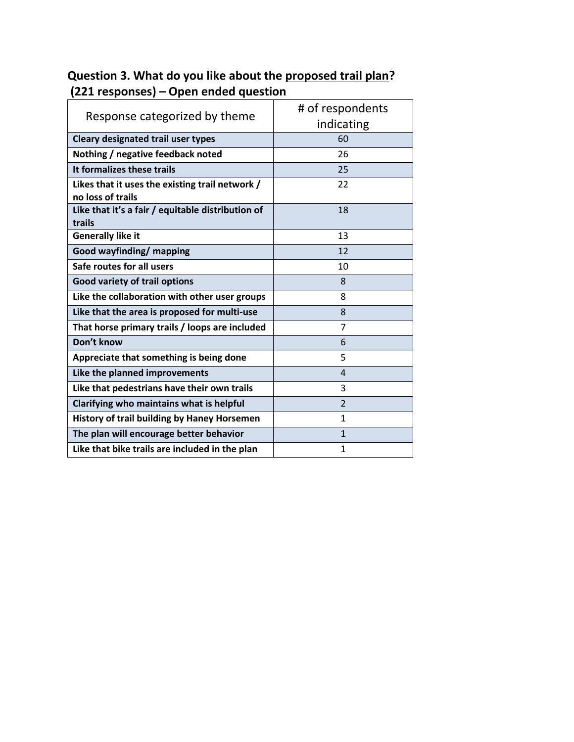### Question 3. What do you like about the proposed trail plan? (221 responses) – Open ended question

| Response categorized by theme | # of respondents indicating |
| --- | --- |
| **Cleary designated trail user types** | 60 |
| **Nothing / negative feedback noted** | 26 |
| **It formalizes these trails** | 25 |
| **Likes that it uses the existing trail network / no loss of trails** | 22 |
| **Like that it's a fair / equitable distribution of trails** | 18 |
| **Generally like it** | 13 |
| **Good wayfinding/ mapping** | 12 |
| **Safe routes for all users** | 10 |
| **Good variety of trail options** | 8 |
| **Like the collaboration with other user groups** | 8 |
| **Like that the area is proposed for multi-use** | 8 |
| **That horse primary trails / loops are included** | 7 |
| **Don't know** | 6 |
| **Appreciate that something is being done** | 5 |
| **Like the planned improvements** | 4 |
| **Like that pedestrians have their own trails** | 3 |
| **Clarifying who maintains what is helpful** | 2 |
| **History of trail building by Haney Horsemen** | 1 |
| **The plan will encourage better behavior** | 1 |
| **Like that bike trails are included in the plan** | 1 |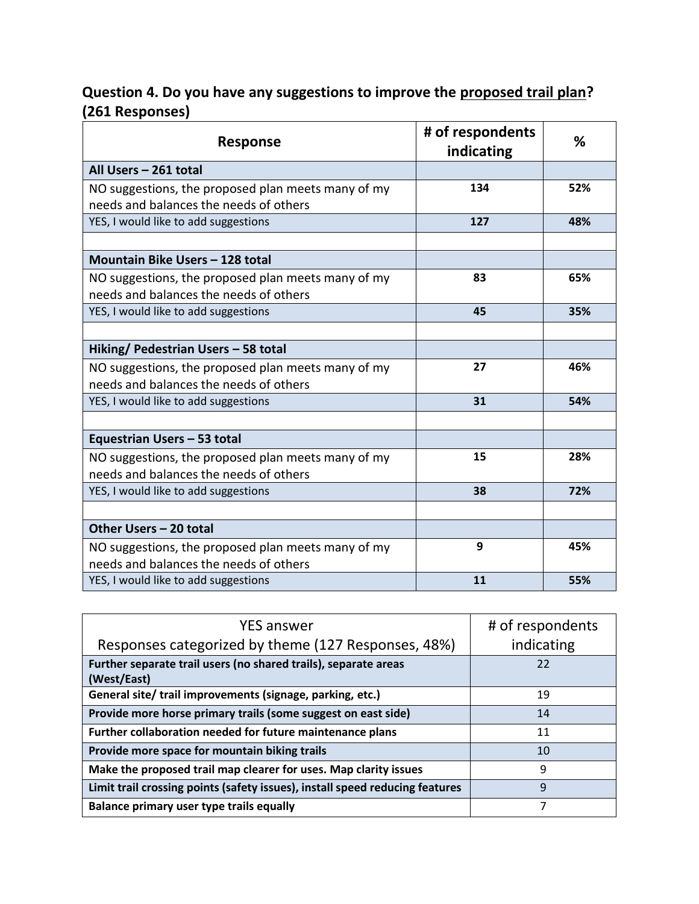**Question 4. Do you have any suggestions to improve the proposed trail plan? (261 Responses)**

| Response | # of respondents indicating | % |
|---|---|---|
| **All Users – 261 total** | | |
| NO suggestions, the proposed plan meets many of my needs and balances the needs of others | **134** | **52%** |
| YES, I would like to add suggestions | **127** | **48%** |
| | | |
| **Mountain Bike Users – 128 total** | | |
| NO suggestions, the proposed plan meets many of my needs and balances the needs of others | **83** | **65%** |
| YES, I would like to add suggestions | **45** | **35%** |
| | | |
| **Hiking/ Pedestrian Users – 58 total** | | |
| NO suggestions, the proposed plan meets many of my needs and balances the needs of others | **27** | **46%** |
| YES, I would like to add suggestions | **31** | **54%** |
| | | |
| **Equestrian Users – 53 total** | | |
| NO suggestions, the proposed plan meets many of my needs and balances the needs of others | **15** | **28%** |
| YES, I would like to add suggestions | **38** | **72%** |
| | | |
| **Other Users – 20 total** | | |
| NO suggestions, the proposed plan meets many of my needs and balances the needs of others | **9** | **45%** |
| YES, I would like to add suggestions | **11** | **55%** |

| YES answer<br>Responses categorized by theme (127 Responses, 48%) | # of respondents indicating |
|---|---|
| **Further separate trail users (no shared trails), separate areas (West/East)** | 22 |
| **General site/ trail improvements (signage, parking, etc.)** | 19 |
| **Provide more horse primary trails (some suggest on east side)** | 14 |
| **Further collaboration needed for future maintenance plans** | 11 |
| **Provide more space for mountain biking trails** | 10 |
| **Make the proposed trail map clearer for uses. Map clarity issues** | 9 |
| **Limit trail crossing points (safety issues), install speed reducing features** | 9 |
| **Balance primary user type trails equally** | 7 |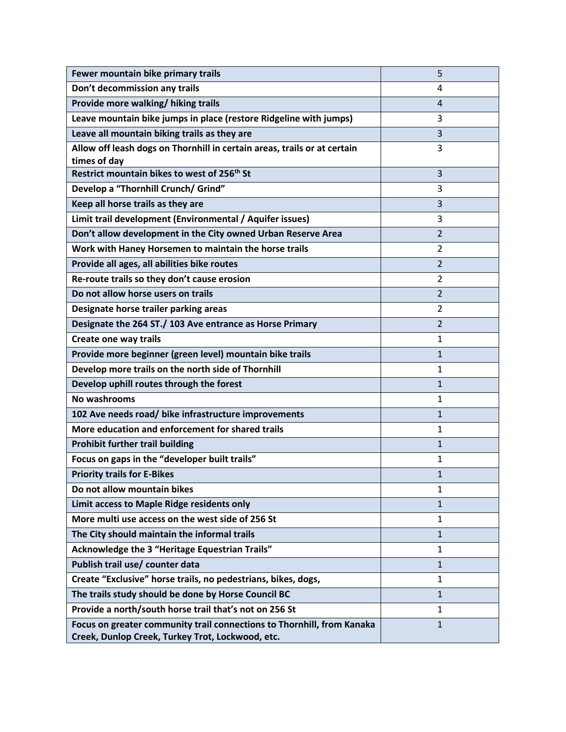| Fewer mountain bike primary trails | 5 |
| --- | --- |
| Don't decommission any trails | 4 |
| Provide more walking/ hiking trails | 4 |
| Leave mountain bike jumps in place (restore Ridgeline with jumps) | 3 |
| Leave all mountain biking trails as they are | 3 |
| Allow off leash dogs on Thornhill in certain areas, trails or at certain times of day | 3 |
| Restrict mountain bikes to west of 256th St | 3 |
| Develop a "Thornhill Crunch/ Grind" | 3 |
| Keep all horse trails as they are | 3 |
| Limit trail development (Environmental / Aquifer issues) | 3 |
| Don't allow development in the City owned Urban Reserve Area | 2 |
| Work with Haney Horsemen to maintain the horse trails | 2 |
| Provide all ages, all abilities bike routes | 2 |
| Re-route trails so they don't cause erosion | 2 |
| Do not allow horse users on trails | 2 |
| Designate horse trailer parking areas | 2 |
| Designate the 264 ST./ 103 Ave entrance as Horse Primary | 2 |
| Create one way trails | 1 |
| Provide more beginner (green level) mountain bike trails | 1 |
| Develop more trails on the north side of Thornhill | 1 |
| Develop uphill routes through the forest | 1 |
| No washrooms | 1 |
| 102 Ave needs road/ bike infrastructure improvements | 1 |
| More education and enforcement for shared trails | 1 |
| Prohibit further trail building | 1 |
| Focus on gaps in the "developer built trails" | 1 |
| Priority trails for E-Bikes | 1 |
| Do not allow mountain bikes | 1 |
| Limit access to Maple Ridge residents only | 1 |
| More multi use access on the west side of 256 St | 1 |
| The City should maintain the informal trails | 1 |
| Acknowledge the 3 "Heritage Equestrian Trails" | 1 |
| Publish trail use/ counter data | 1 |
| Create "Exclusive" horse trails, no pedestrians, bikes, dogs, | 1 |
| The trails study should be done by Horse Council BC | 1 |
| Provide a north/south horse trail that's not on 256 St | 1 |
| Focus on greater community trail connections to Thornhill, from Kanaka Creek, Dunlop Creek, Turkey Trot, Lockwood, etc. | 1 |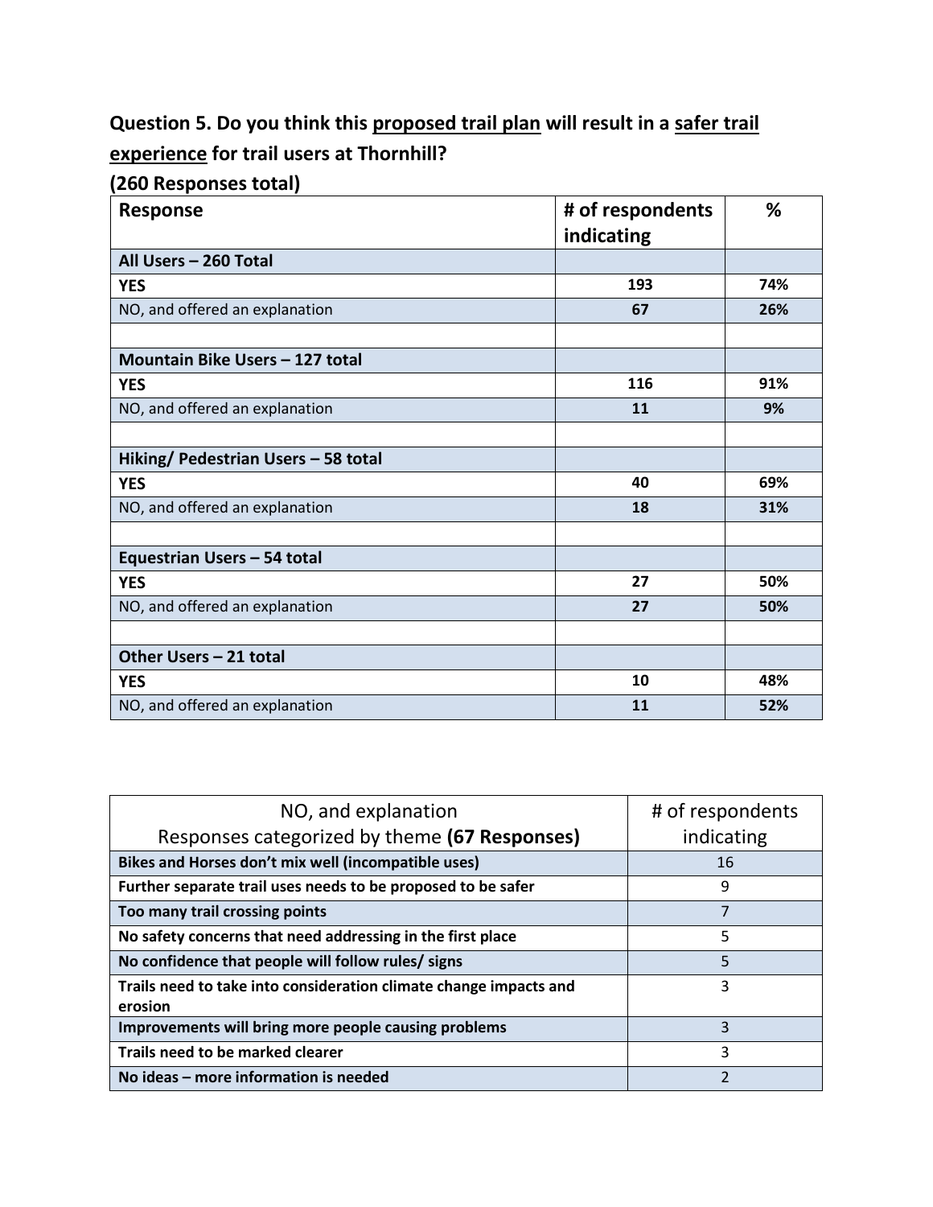**Question 5. Do you think this proposed trail plan will result in a safer trail experience for trail users at Thornhill?**

**(260 Responses total)**

| Response | # of respondents indicating | % |
|---|---|---|
| **All Users – 260 Total** | | |
| **YES** | **193** | **74%** |
| NO, and offered an explanation | **67** | **26%** |
| | | |
| **Mountain Bike Users – 127 total** | | |
| **YES** | **116** | **91%** |
| NO, and offered an explanation | **11** | **9%** |
| | | |
| **Hiking/ Pedestrian Users – 58 total** | | |
| **YES** | **40** | **69%** |
| NO, and offered an explanation | **18** | **31%** |
| | | |
| **Equestrian Users – 54 total** | | |
| **YES** | **27** | **50%** |
| NO, and offered an explanation | **27** | **50%** |
| | | |
| **Other Users – 21 total** | | |
| **YES** | **10** | **48%** |
| NO, and offered an explanation | **11** | **52%** |

| NO, and explanation<br>Responses categorized by theme **(67 Responses)** | # of respondents indicating |
|---|---|
| **Bikes and Horses don't mix well (incompatible uses)** | 16 |
| **Further separate trail uses needs to be proposed to be safer** | 9 |
| **Too many trail crossing points** | 7 |
| **No safety concerns that need addressing in the first place** | 5 |
| **No confidence that people will follow rules/ signs** | 5 |
| **Trails need to take into consideration climate change impacts and erosion** | 3 |
| **Improvements will bring more people causing problems** | 3 |
| **Trails need to be marked clearer** | 3 |
| **No ideas – more information is needed** | 2 |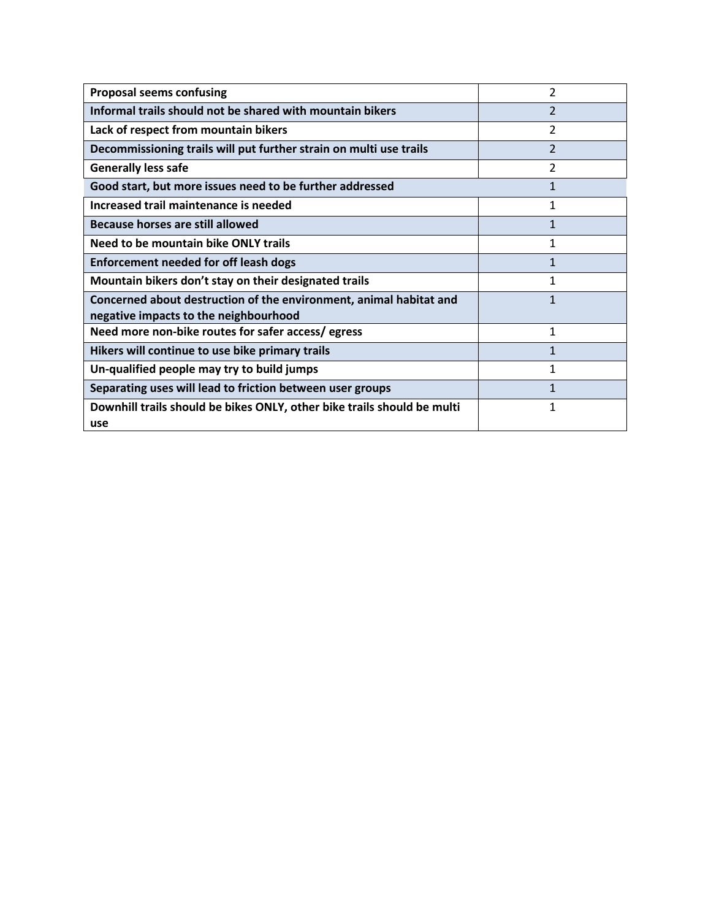| **Proposal seems confusing** | 2 |
| --- | --- |
| **Informal trails should not be shared with mountain bikers** | 2 |
| **Lack of respect from mountain bikers** | 2 |
| **Decommissioning trails will put further strain on multi use trails** | 2 |
| **Generally less safe** | 2 |
| **Good start, but more issues need to be further addressed** | 1 |
| **Increased trail maintenance is needed** | 1 |
| **Because horses are still allowed** | 1 |
| **Need to be mountain bike ONLY trails** | 1 |
| **Enforcement needed for off leash dogs** | 1 |
| **Mountain bikers don’t stay on their designated trails** | 1 |
| **Concerned about destruction of the environment, animal habitat and negative impacts to the neighbourhood** | 1 |
| **Need more non-bike routes for safer access/ egress** | 1 |
| **Hikers will continue to use bike primary trails** | 1 |
| **Un-qualified people may try to build jumps** | 1 |
| **Separating uses will lead to friction between user groups** | 1 |
| **Downhill trails should be bikes ONLY, other bike trails should be multi use** | 1 |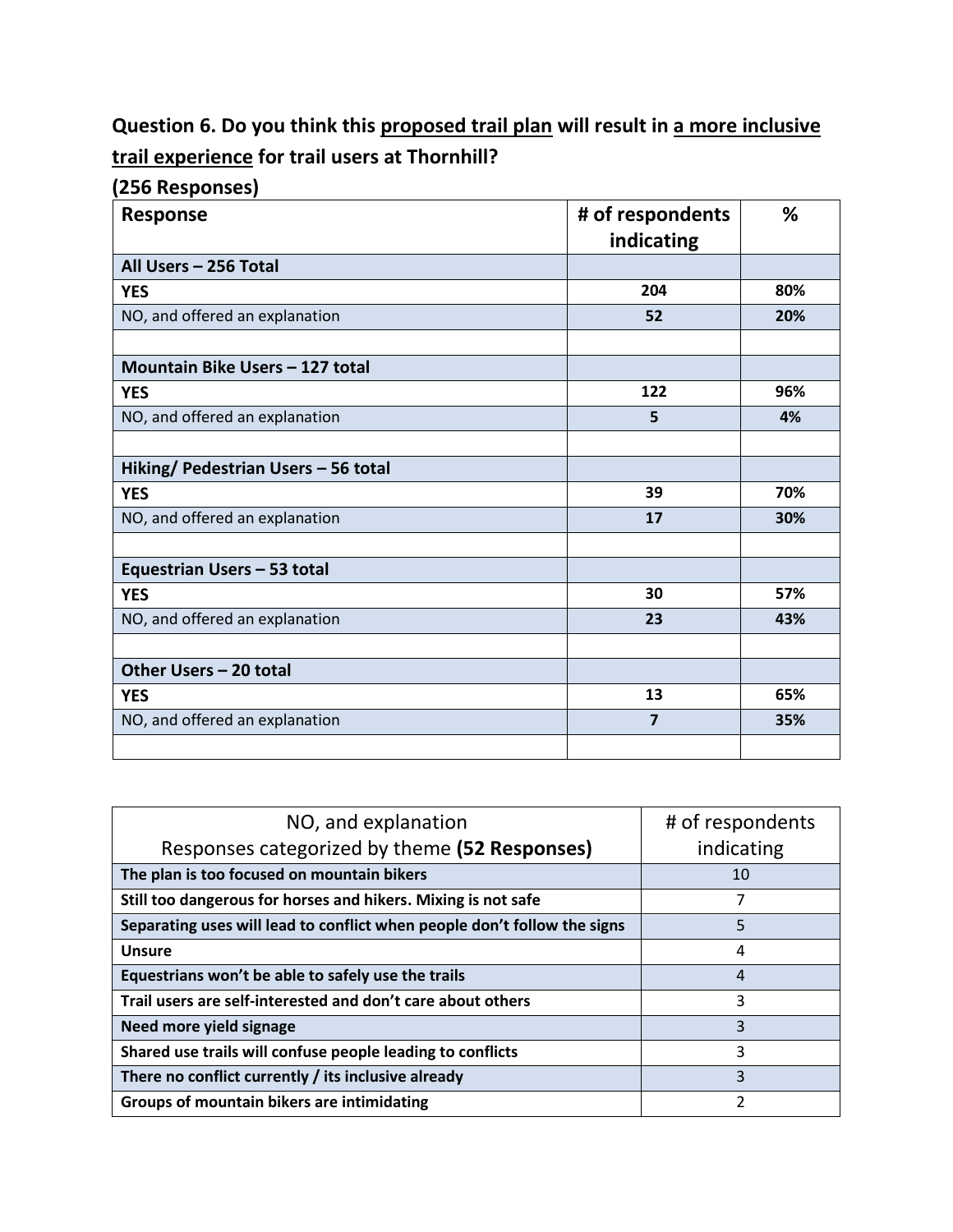**Question 6. Do you think this proposed trail plan will result in a more inclusive trail experience for trail users at Thornhill?**

**(256 Responses)**

| Response | # of respondents indicating | % |
|---|---|---|
| **All Users – 256 Total** | | |
| **YES** | **204** | **80%** |
| NO, and offered an explanation | **52** | **20%** |
| | | |
| **Mountain Bike Users – 127 total** | | |
| **YES** | **122** | **96%** |
| NO, and offered an explanation | **5** | **4%** |
| | | |
| **Hiking/ Pedestrian Users – 56 total** | | |
| **YES** | **39** | **70%** |
| NO, and offered an explanation | **17** | **30%** |
| | | |
| **Equestrian Users – 53 total** | | |
| **YES** | **30** | **57%** |
| NO, and offered an explanation | **23** | **43%** |
| | | |
| **Other Users – 20 total** | | |
| **YES** | **13** | **65%** |
| NO, and offered an explanation | **7** | **35%** |
| | | |

| NO, and explanation Responses categorized by theme **(52 Responses)** | # of respondents indicating |
|---|---|
| **The plan is too focused on mountain bikers** | 10 |
| **Still too dangerous for horses and hikers. Mixing is not safe** | 7 |
| **Separating uses will lead to conflict when people don't follow the signs** | 5 |
| **Unsure** | 4 |
| **Equestrians won't be able to safely use the trails** | 4 |
| **Trail users are self-interested and don't care about others** | 3 |
| **Need more yield signage** | 3 |
| **Shared use trails will confuse people leading to conflicts** | 3 |
| **There no conflict currently / its inclusive already** | 3 |
| **Groups of mountain bikers are intimidating** | 2 |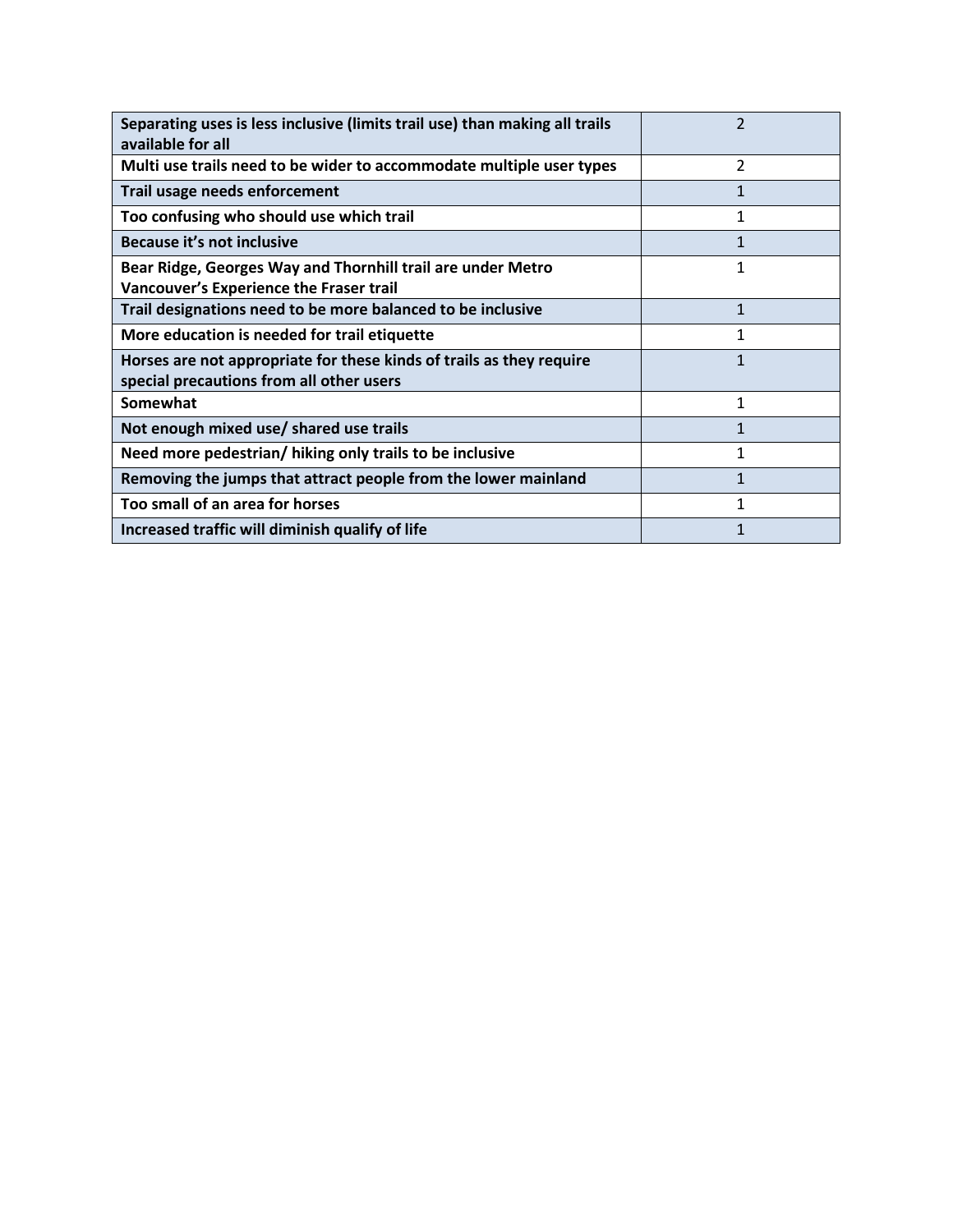| | |
|---|---|
| **Separating uses is less inclusive (limits trail use) than making all trails available for all** | 2 |
| **Multi use trails need to be wider to accommodate multiple user types** | 2 |
| **Trail usage needs enforcement** | 1 |
| **Too confusing who should use which trail** | 1 |
| **Because it's not inclusive** | 1 |
| **Bear Ridge, Georges Way and Thornhill trail are under Metro Vancouver's Experience the Fraser trail** | 1 |
| **Trail designations need to be more balanced to be inclusive** | 1 |
| **More education is needed for trail etiquette** | 1 |
| **Horses are not appropriate for these kinds of trails as they require special precautions from all other users** | 1 |
| **Somewhat** | 1 |
| **Not enough mixed use/ shared use trails** | 1 |
| **Need more pedestrian/ hiking only trails to be inclusive** | 1 |
| **Removing the jumps that attract people from the lower mainland** | 1 |
| **Too small of an area for horses** | 1 |
| **Increased traffic will diminish qualify of life** | 1 |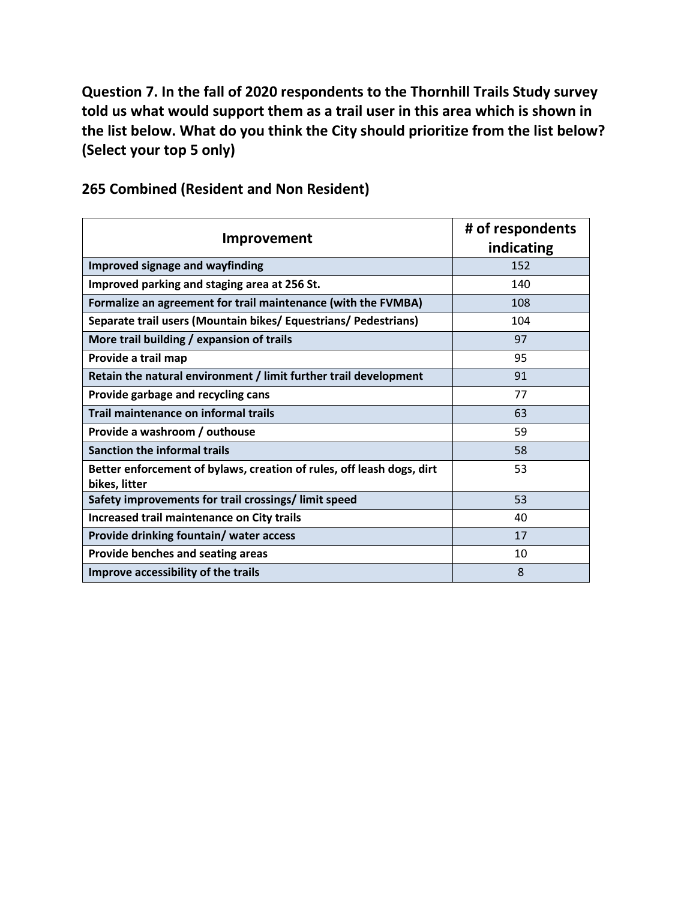**Question 7. In the fall of 2020 respondents to the Thornhill Trails Study survey told us what would support them as a trail user in this area which is shown in the list below. What do you think the City should prioritize from the list below? (Select your top 5 only)**

**265 Combined (Resident and Non Resident)**

| Improvement | # of respondents indicating |
| --- | --- |
| **Improved signage and wayfinding** | 152 |
| **Improved parking and staging area at 256 St.** | 140 |
| **Formalize an agreement for trail maintenance (with the FVMBA)** | 108 |
| **Separate trail users (Mountain bikes/ Equestrians/ Pedestrians)** | 104 |
| **More trail building / expansion of trails** | 97 |
| **Provide a trail map** | 95 |
| **Retain the natural environment / limit further trail development** | 91 |
| **Provide garbage and recycling cans** | 77 |
| **Trail maintenance on informal trails** | 63 |
| **Provide a washroom / outhouse** | 59 |
| **Sanction the informal trails** | 58 |
| **Better enforcement of bylaws, creation of rules, off leash dogs, dirt bikes, litter** | 53 |
| **Safety improvements for trail crossings/ limit speed** | 53 |
| **Increased trail maintenance on City trails** | 40 |
| **Provide drinking fountain/ water access** | 17 |
| **Provide benches and seating areas** | 10 |
| **Improve accessibility of the trails** | 8 |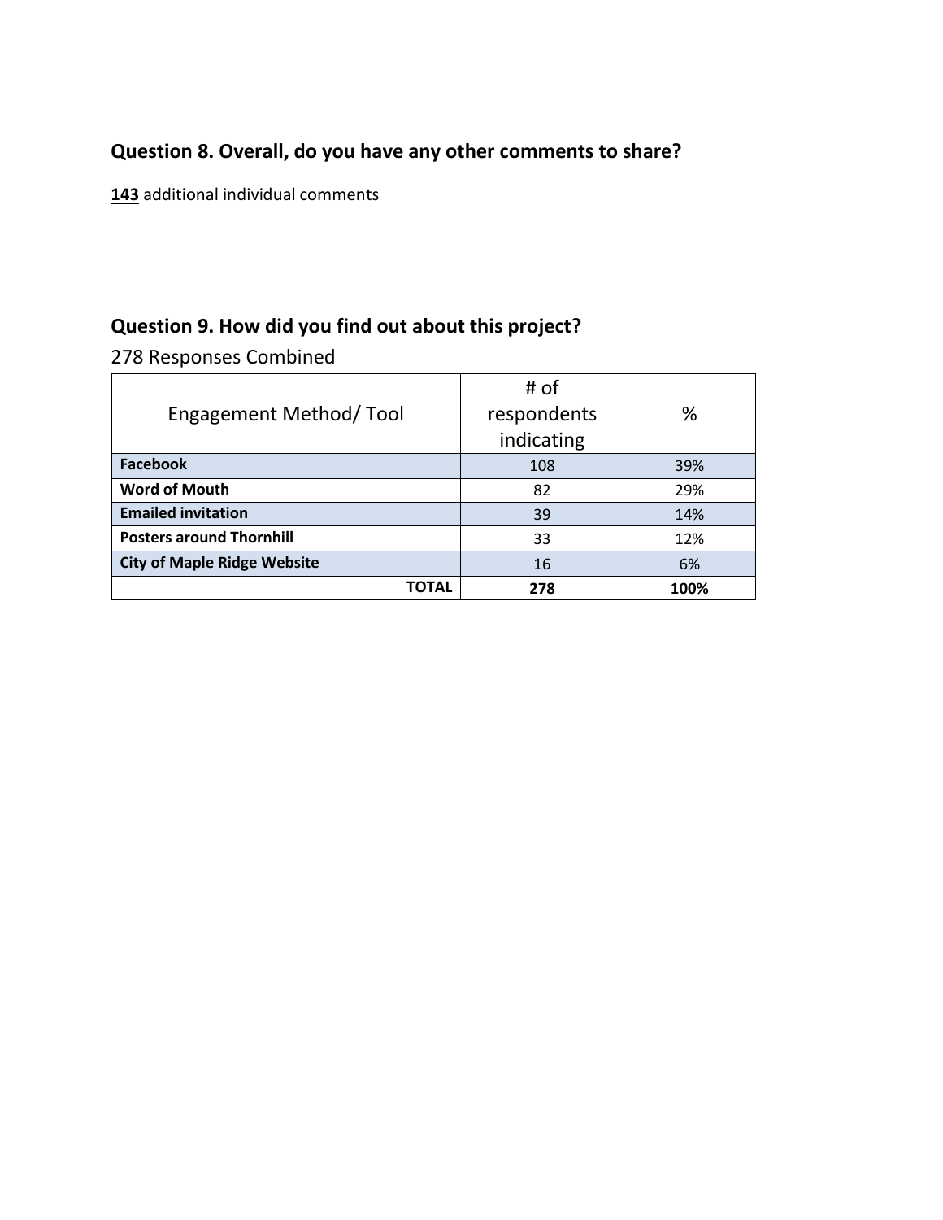## Question 8. Overall, do you have any other comments to share?

**143** additional individual comments

## Question 9. How did you find out about this project?

278 Responses Combined

| Engagement Method/ Tool | # of respondents indicating | % |
|---|---|---|
| **Facebook** | 108 | 39% |
| **Word of Mouth** | 82 | 29% |
| **Emailed invitation** | 39 | 14% |
| **Posters around Thornhill** | 33 | 12% |
| **City of Maple Ridge Website** | 16 | 6% |
| **TOTAL** | **278** | **100%** |